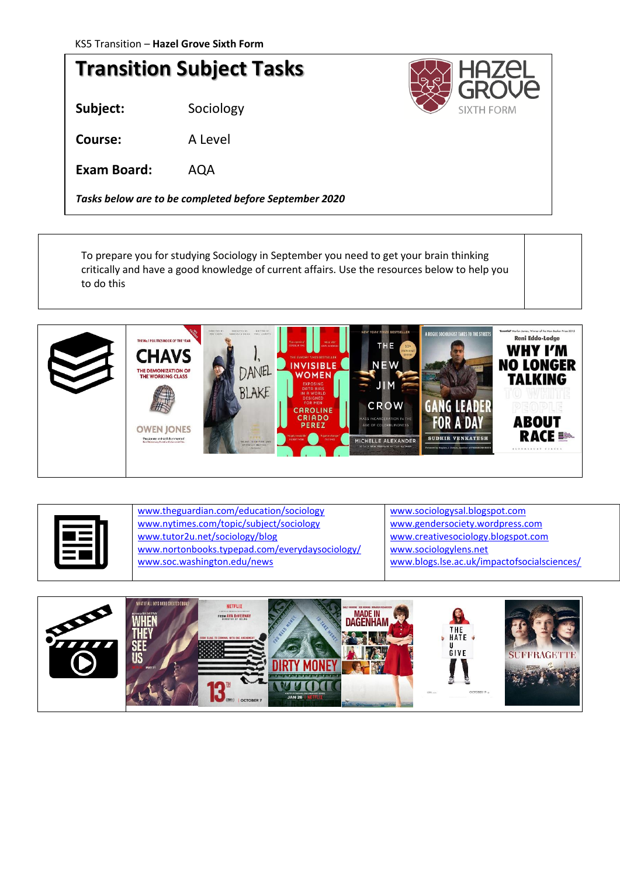KS5 Transition – **Hazel Grove Sixth Form**

# Transition Subject Tasks

**Subject:** Sociology

**Course:** A Level

**Exam Board:** AQA

***Tasks below are to be completed before September 2020***

To prepare you for studying Sociology in September you need to get your brain thinking critically and have a good knowledge of current affairs. Use the resources below to help you to do this

| | |
|---|---|
| www.theguardian.com/education/sociology | www.sociologysal.blogspot.com |
| www.nytimes.com/topic/subject/sociology | www.gendersociety.wordpress.com |
| www.tutor2u.net/sociology/blog | www.creativesociology.blogspot.com |
| www.nortonbooks.typepad.com/everydaysociology/ | www.sociologylens.net |
| www.soc.washington.edu/news | www.blogs.lse.ac.uk/impactofsocialsciences/ |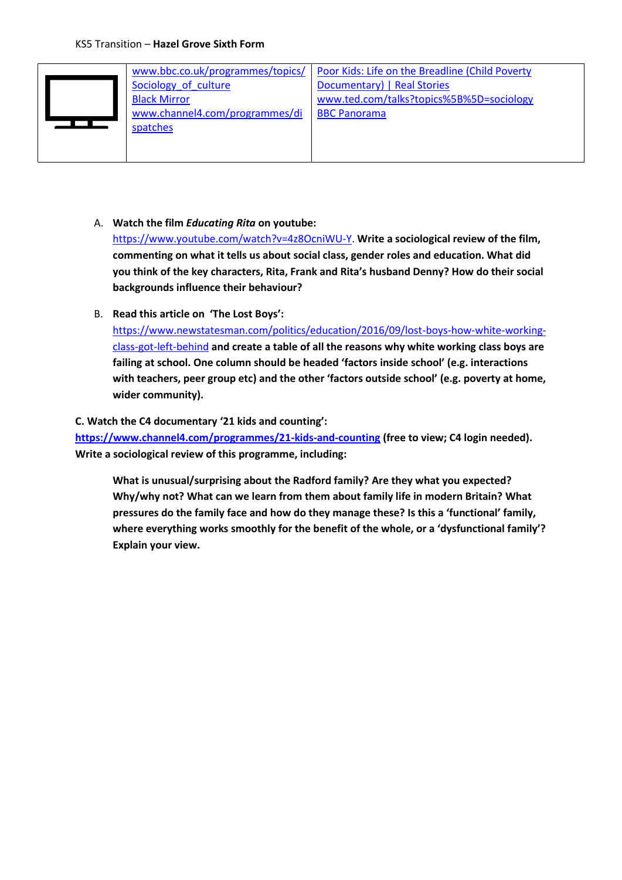| | | |
|---|---|---|
| | www.bbc.co.uk/programmes/topics/Sociology_of_culture<br>Black Mirror<br>www.channel4.com/programmes/dispatches | Poor Kids: Life on the Breadline (Child Poverty Documentary) \| Real Stories<br>www.ted.com/talks?topics%5B%5D=sociology<br>BBC Panorama |

A. **Watch the film *Educating Rita* on youtube:** https://www.youtube.com/watch?v=4z8OcniWU-Y. **Write a sociological review of the film, commenting on what it tells us about social class, gender roles and education. What did you think of the key characters, Rita, Frank and Rita's husband Denny? How do their social backgrounds influence their behaviour?**

B. **Read this article on 'The Lost Boys':** https://www.newstatesman.com/politics/education/2016/09/lost-boys-how-white-working-class-got-left-behind **and create a table of all the reasons why white working class boys are failing at school. One column should be headed 'factors inside school' (e.g. interactions with teachers, peer group etc) and the other 'factors outside school' (e.g. poverty at home, wider community).**

**C. Watch the C4 documentary '21 kids and counting':** **https://www.channel4.com/programmes/21-kids-and-counting** **(free to view; C4 login needed). Write a sociological review of this programme, including:**

**What is unusual/surprising about the Radford family? Are they what you expected? Why/why not? What can we learn from them about family life in modern Britain? What pressures do the family face and how do they manage these? Is this a 'functional' family, where everything works smoothly for the benefit of the whole, or a 'dysfunctional family'? Explain your view.**